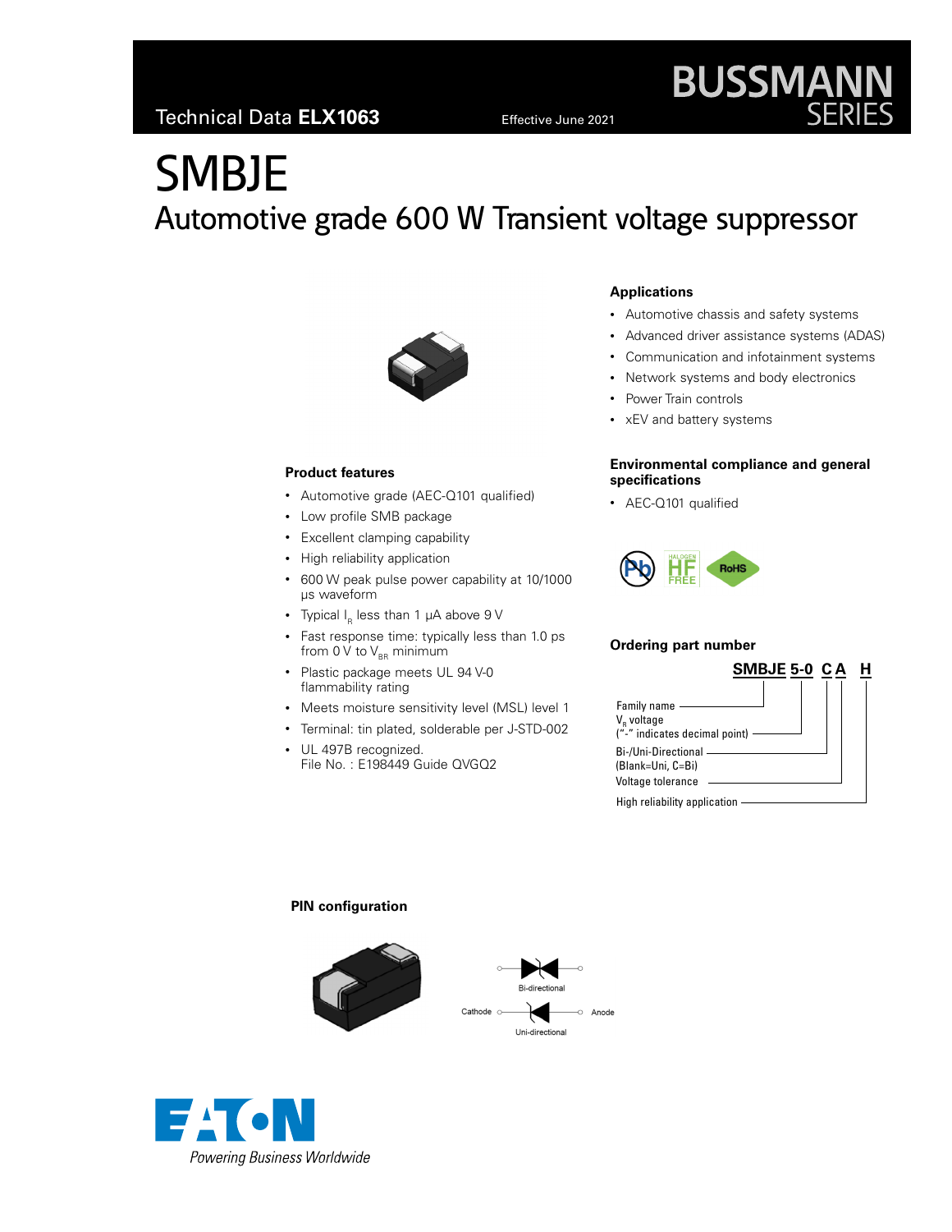Technical Data **ELX1063** Effective June 2021

# SMBJE

## Automotive grade 600 W Transient voltage suppressor

### Applications

- Automotive chassis and safety systems
- Advanced driver assistance systems (ADAS)
- Communication and infotainment systems
- Network systems and body electronics
- Power Train controls
- xEV and battery systems

### Product features

- Automotive grade (AEC-Q101 qualified)
- Low profile SMB package
- Excellent clamping capability
- High reliability application
- 600 W peak pulse power capability at 10/1000 µs waveform
- Typical $I_R$ less than 1 µA above 9 V
- Fast response time: typically less than 1.0 ps from 0 V to $V_{BR}$ minimum
- Plastic package meets UL 94 V-0 flammability rating
- Meets moisture sensitivity level (MSL) level 1
- Terminal: tin plated, solderable per J-STD-002
- UL 497B recognized. File No. : E198449 Guide QVGQ2

### Environmental compliance and general specifications

- AEC-Q101 qualified

### Ordering part number

**SMBJE 5-0 C A H**

- Family name (SMBJE)
- $V_R$ voltage ("-" indicates decimal point) (5-0)
- Bi-/Uni-Directional (Blank=Uni, C=Bi) (C)
- Voltage tolerance (A)
- High reliability application (H)

### PIN configuration

Bi-directional

Cathode — Uni-directional — Anode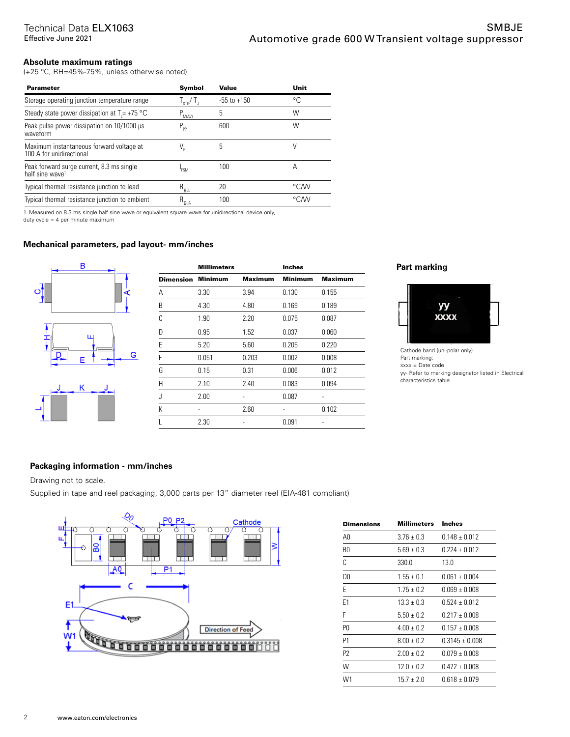## Absolute maximum ratings

(+25 °C, RH=45%-75%, unless otherwise noted)

| Parameter | Symbol | Value | Unit |
|---|---|---|---|
| Storage operating junction temperature range | $T_{STG}$/ $T_J$ | -55 to +150 | °C |
| Steady state power dissipation at $T_L$= +75 °C | $P_{M(AV)}$ | 5 | W |
| Peak pulse power dissipation on 10/1000 µs waveform | $P_{PP}$ | 600 | W |
| Maximum instantaneous forward voltage at 100 A for unidirectional | $V_F$ | 5 | V |
| Peak forward surge current, 8.3 ms single half sine wave[1] | $I_{FSM}$ | 100 | A |
| Typical thermal resistance junction to lead | $R_{θJL}$ | 20 | °C/W |
| Typical thermal resistance junction to ambient | $R_{θJA}$ | 100 | °C/W |

1. Measured on 8.3 ms single half sine wave or equivalent square wave for unidirectional device only, duty cycle = 4 per minute maximum

## Mechanical parameters, pad layout- mm/inches

| | Millimeters | | Inches | |
|---|---|---|---|---|
| Dimension | Minimum | Maximum | Minimum | Maximum |
| A | 3.30 | 3.94 | 0.130 | 0.155 |
| B | 4.30 | 4.80 | 0.169 | 0.189 |
| C | 1.90 | 2.20 | 0.075 | 0.087 |
| D | 0.95 | 1.52 | 0.037 | 0.060 |
| E | 5.20 | 5.60 | 0.205 | 0.220 |
| F | 0.051 | 0.203 | 0.002 | 0.008 |
| G | 0.15 | 0.31 | 0.006 | 0.012 |
| H | 2.10 | 2.40 | 0.083 | 0.094 |
| J | 2.00 | - | 0.087 | - |
| K | - | 2.60 | - | 0.102 |
| L | 2.30 | - | 0.091 | - |

## Part marking

yy
xxxx

Cathode band (uni-polar only)
Part marking:
xxxx = Date code
yy- Refer to marking designator listed in Electrical characteristics table

## Packaging information - mm/inches

Drawing not to scale.

Supplied in tape and reel packaging, 3,000 parts per 13" diameter reel (EIA-481 compliant)

| Dimensions | Millimeters | Inches |
|---|---|---|
| A0 | 3.76 ± 0.3 | 0.148 ± 0.012 |
| B0 | 5.69 ± 0.3 | 0.224 ± 0.012 |
| C | 330.0 | 13.0 |
| D0 | 1.55 ± 0.1 | 0.061 ± 0.004 |
| E | 1.75 ± 0.2 | 0.069 ± 0.008 |
| E1 | 13.3 ± 0.3 | 0.524 ± 0.012 |
| F | 5.50 ± 0.2 | 0.217 ± 0.008 |
| P0 | 4.00 ± 0.2 | 0.157 ± 0.008 |
| P1 | 8.00 ± 0.2 | 0.3145 ± 0.008 |
| P2 | 2.00 ± 0.2 | 0.079 ± 0.008 |
| W | 12.0 ± 0.2 | 0.472 ± 0.008 |
| W1 | 15.7 ± 2.0 | 0.618 ± 0.079 |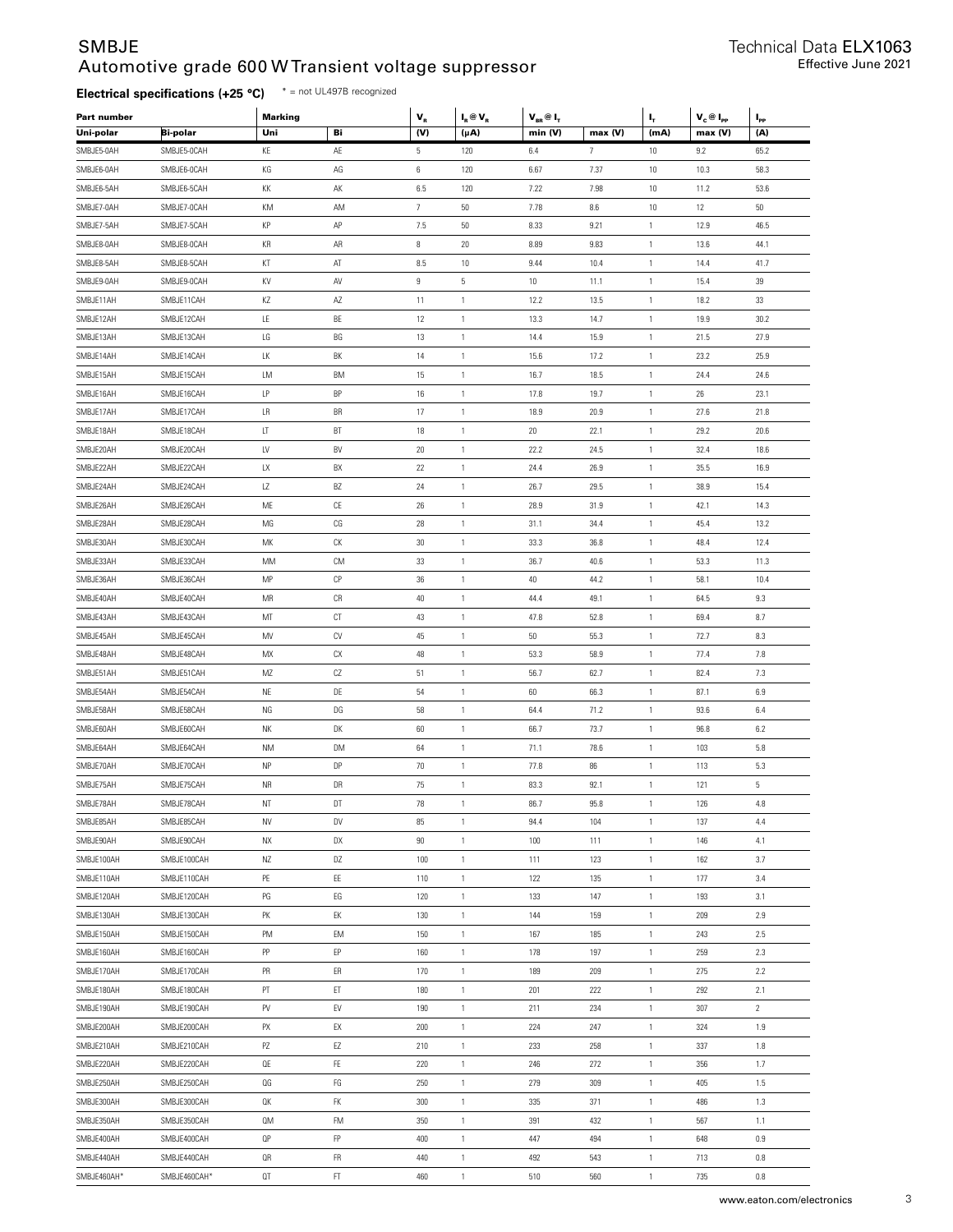## Electrical specifications (+25 °C)

\* = not UL497B recognized

| Part number | | Marking | | $V_R$ | $I_R @ V_R$ | $V_{BR} @ I_T$ | | $I_T$ | $V_C @ I_{PP}$ | $I_{PP}$ |
|---|---|---|---|---|---|---|---|---|---|---|
| Uni-polar | Bi-polar | Uni | Bi | (V) | (μA) | min (V) | max (V) | (mA) | max (V) | (A) |
| SMBJE5-0AH | SMBJE5-0CAH | KE | AE | 5 | 120 | 6.4 | 7 | 10 | 9.2 | 65.2 |
| SMBJE6-0AH | SMBJE6-0CAH | KG | AG | 6 | 120 | 6.67 | 7.37 | 10 | 10.3 | 58.3 |
| SMBJE6-5AH | SMBJE6-5CAH | KK | AK | 6.5 | 120 | 7.22 | 7.98 | 10 | 11.2 | 53.6 |
| SMBJE7-0AH | SMBJE7-0CAH | KM | AM | 7 | 50 | 7.78 | 8.6 | 10 | 12 | 50 |
| SMBJE7-5AH | SMBJE7-5CAH | KP | AP | 7.5 | 50 | 8.33 | 9.21 | 1 | 12.9 | 46.5 |
| SMBJE8-0AH | SMBJE8-0CAH | KR | AR | 8 | 20 | 8.89 | 9.83 | 1 | 13.6 | 44.1 |
| SMBJE8-5AH | SMBJE8-5CAH | KT | AT | 8.5 | 10 | 9.44 | 10.4 | 1 | 14.4 | 41.7 |
| SMBJE9-0AH | SMBJE9-0CAH | KV | AV | 9 | 5 | 10 | 11.1 | 1 | 15.4 | 39 |
| SMBJE11AH | SMBJE11CAH | KZ | AZ | 11 | 1 | 12.2 | 13.5 | 1 | 18.2 | 33 |
| SMBJE12AH | SMBJE12CAH | LE | BE | 12 | 1 | 13.3 | 14.7 | 1 | 19.9 | 30.2 |
| SMBJE13AH | SMBJE13CAH | LG | BG | 13 | 1 | 14.4 | 15.9 | 1 | 21.5 | 27.9 |
| SMBJE14AH | SMBJE14CAH | LK | BK | 14 | 1 | 15.6 | 17.2 | 1 | 23.2 | 25.9 |
| SMBJE15AH | SMBJE15CAH | LM | BM | 15 | 1 | 16.7 | 18.5 | 1 | 24.4 | 24.6 |
| SMBJE16AH | SMBJE16CAH | LP | BP | 16 | 1 | 17.8 | 19.7 | 1 | 26 | 23.1 |
| SMBJE17AH | SMBJE17CAH | LR | BR | 17 | 1 | 18.9 | 20.9 | 1 | 27.6 | 21.8 |
| SMBJE18AH | SMBJE18CAH | LT | BT | 18 | 1 | 20 | 22.1 | 1 | 29.2 | 20.6 |
| SMBJE20AH | SMBJE20CAH | LV | BV | 20 | 1 | 22.2 | 24.5 | 1 | 32.4 | 18.6 |
| SMBJE22AH | SMBJE22CAH | LX | BX | 22 | 1 | 24.4 | 26.9 | 1 | 35.5 | 16.9 |
| SMBJE24AH | SMBJE24CAH | LZ | BZ | 24 | 1 | 26.7 | 29.5 | 1 | 38.9 | 15.4 |
| SMBJE26AH | SMBJE26CAH | ME | CE | 26 | 1 | 28.9 | 31.9 | 1 | 42.1 | 14.3 |
| SMBJE28AH | SMBJE28CAH | MG | CG | 28 | 1 | 31.1 | 34.4 | 1 | 45.4 | 13.2 |
| SMBJE30AH | SMBJE30CAH | MK | CK | 30 | 1 | 33.3 | 36.8 | 1 | 48.4 | 12.4 |
| SMBJE33AH | SMBJE33CAH | MM | CM | 33 | 1 | 36.7 | 40.6 | 1 | 53.3 | 11.3 |
| SMBJE36AH | SMBJE36CAH | MP | CP | 36 | 1 | 40 | 44.2 | 1 | 58.1 | 10.4 |
| SMBJE40AH | SMBJE40CAH | MR | CR | 40 | 1 | 44.4 | 49.1 | 1 | 64.5 | 9.3 |
| SMBJE43AH | SMBJE43CAH | MT | CT | 43 | 1 | 47.8 | 52.8 | 1 | 69.4 | 8.7 |
| SMBJE45AH | SMBJE45CAH | MV | CV | 45 | 1 | 50 | 55.3 | 1 | 72.7 | 8.3 |
| SMBJE48AH | SMBJE48CAH | MX | CX | 48 | 1 | 53.3 | 58.9 | 1 | 77.4 | 7.8 |
| SMBJE51AH | SMBJE51CAH | MZ | CZ | 51 | 1 | 56.7 | 62.7 | 1 | 82.4 | 7.3 |
| SMBJE54AH | SMBJE54CAH | NE | DE | 54 | 1 | 60 | 66.3 | 1 | 87.1 | 6.9 |
| SMBJE58AH | SMBJE58CAH | NG | DG | 58 | 1 | 64.4 | 71.2 | 1 | 93.6 | 6.4 |
| SMBJE60AH | SMBJE60CAH | NK | DK | 60 | 1 | 66.7 | 73.7 | 1 | 96.8 | 6.2 |
| SMBJE64AH | SMBJE64CAH | NM | DM | 64 | 1 | 71.1 | 78.6 | 1 | 103 | 5.8 |
| SMBJE70AH | SMBJE70CAH | NP | DP | 70 | 1 | 77.8 | 86 | 1 | 113 | 5.3 |
| SMBJE75AH | SMBJE75CAH | NR | DR | 75 | 1 | 83.3 | 92.1 | 1 | 121 | 5 |
| SMBJE78AH | SMBJE78CAH | NT | DT | 78 | 1 | 86.7 | 95.8 | 1 | 126 | 4.8 |
| SMBJE85AH | SMBJE85CAH | NV | DV | 85 | 1 | 94.4 | 104 | 1 | 137 | 4.4 |
| SMBJE90AH | SMBJE90CAH | NX | DX | 90 | 1 | 100 | 111 | 1 | 146 | 4.1 |
| SMBJE100AH | SMBJE100CAH | NZ | DZ | 100 | 1 | 111 | 123 | 1 | 162 | 3.7 |
| SMBJE110AH | SMBJE110CAH | PE | EE | 110 | 1 | 122 | 135 | 1 | 177 | 3.4 |
| SMBJE120AH | SMBJE120CAH | PG | EG | 120 | 1 | 133 | 147 | 1 | 193 | 3.1 |
| SMBJE130AH | SMBJE130CAH | PK | EK | 130 | 1 | 144 | 159 | 1 | 209 | 2.9 |
| SMBJE150AH | SMBJE150CAH | PM | EM | 150 | 1 | 167 | 185 | 1 | 243 | 2.5 |
| SMBJE160AH | SMBJE160CAH | PP | EP | 160 | 1 | 178 | 197 | 1 | 259 | 2.3 |
| SMBJE170AH | SMBJE170CAH | PR | ER | 170 | 1 | 189 | 209 | 1 | 275 | 2.2 |
| SMBJE180AH | SMBJE180CAH | PT | ET | 180 | 1 | 201 | 222 | 1 | 292 | 2.1 |
| SMBJE190AH | SMBJE190CAH | PV | EV | 190 | 1 | 211 | 234 | 1 | 307 | 2 |
| SMBJE200AH | SMBJE200CAH | PX | EX | 200 | 1 | 224 | 247 | 1 | 324 | 1.9 |
| SMBJE210AH | SMBJE210CAH | PZ | EZ | 210 | 1 | 233 | 258 | 1 | 337 | 1.8 |
| SMBJE220AH | SMBJE220CAH | QE | FE | 220 | 1 | 246 | 272 | 1 | 356 | 1.7 |
| SMBJE250AH | SMBJE250CAH | QG | FG | 250 | 1 | 279 | 309 | 1 | 405 | 1.5 |
| SMBJE300AH | SMBJE300CAH | QK | FK | 300 | 1 | 335 | 371 | 1 | 486 | 1.3 |
| SMBJE350AH | SMBJE350CAH | QM | FM | 350 | 1 | 391 | 432 | 1 | 567 | 1.1 |
| SMBJE400AH | SMBJE400CAH | QP | FP | 400 | 1 | 447 | 494 | 1 | 648 | 0.9 |
| SMBJE440AH | SMBJE440CAH | QR | FR | 440 | 1 | 492 | 543 | 1 | 713 | 0.8 |
| SMBJE460AH* | SMBJE460CAH* | QT | FT | 460 | 1 | 510 | 560 | 1 | 735 | 0.8 |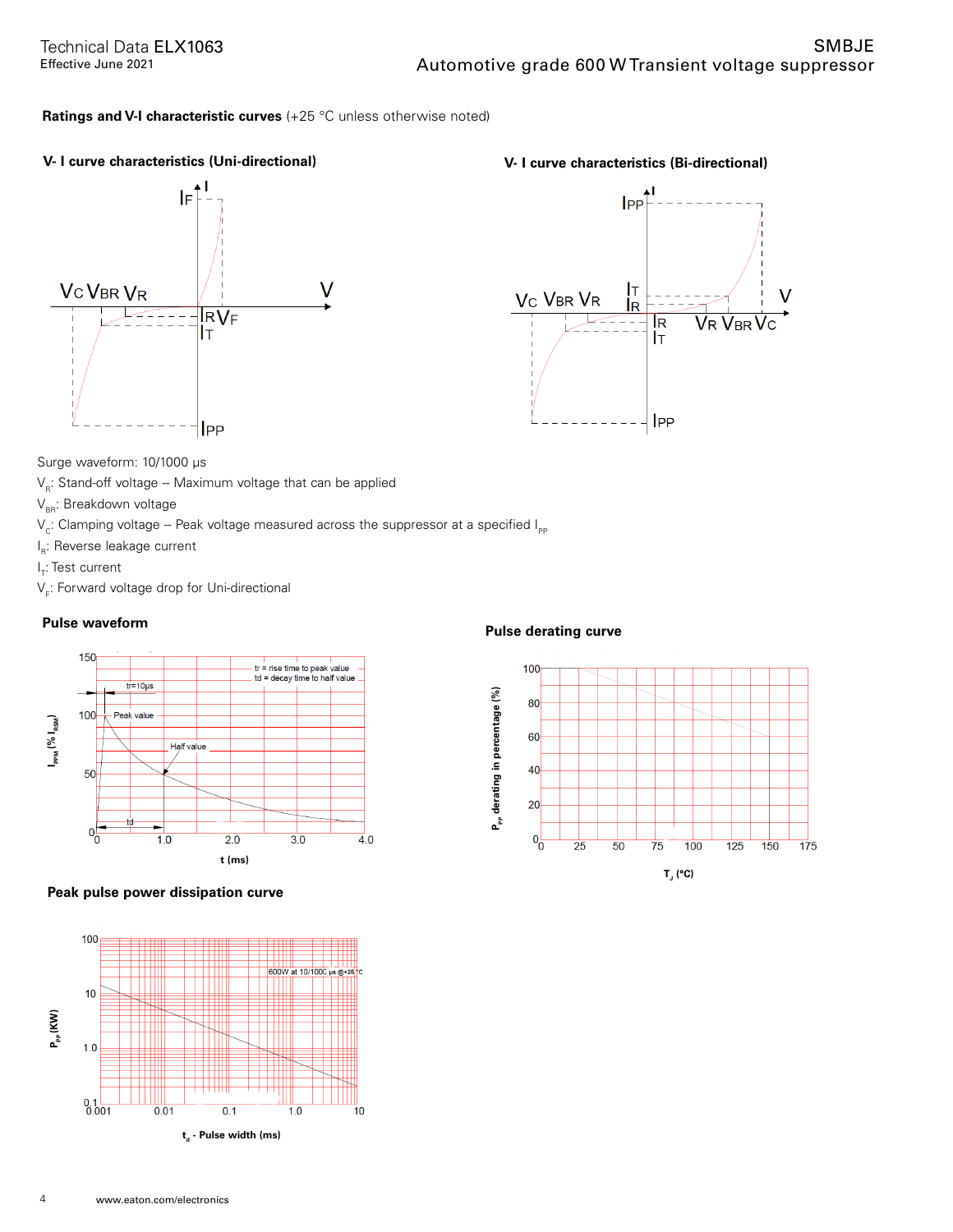**Ratings and V-I characteristic curves** (+25 °C unless otherwise noted)

**V- I curve characteristics (Uni-directional)**

**V- I curve characteristics (Bi-directional)**

Surge waveform: 10/1000 μs

$V_R$: Stand-off voltage – Maximum voltage that can be applied

$V_{BR}$: Breakdown voltage

$V_C$: Clamping voltage – Peak voltage measured across the suppressor at a specified $I_{PP}$

$I_R$: Reverse leakage current

$I_T$: Test current

$V_F$: Forward voltage drop for Uni-directional

**Pulse waveform**

**Pulse derating curve**

**Peak pulse power dissipation curve**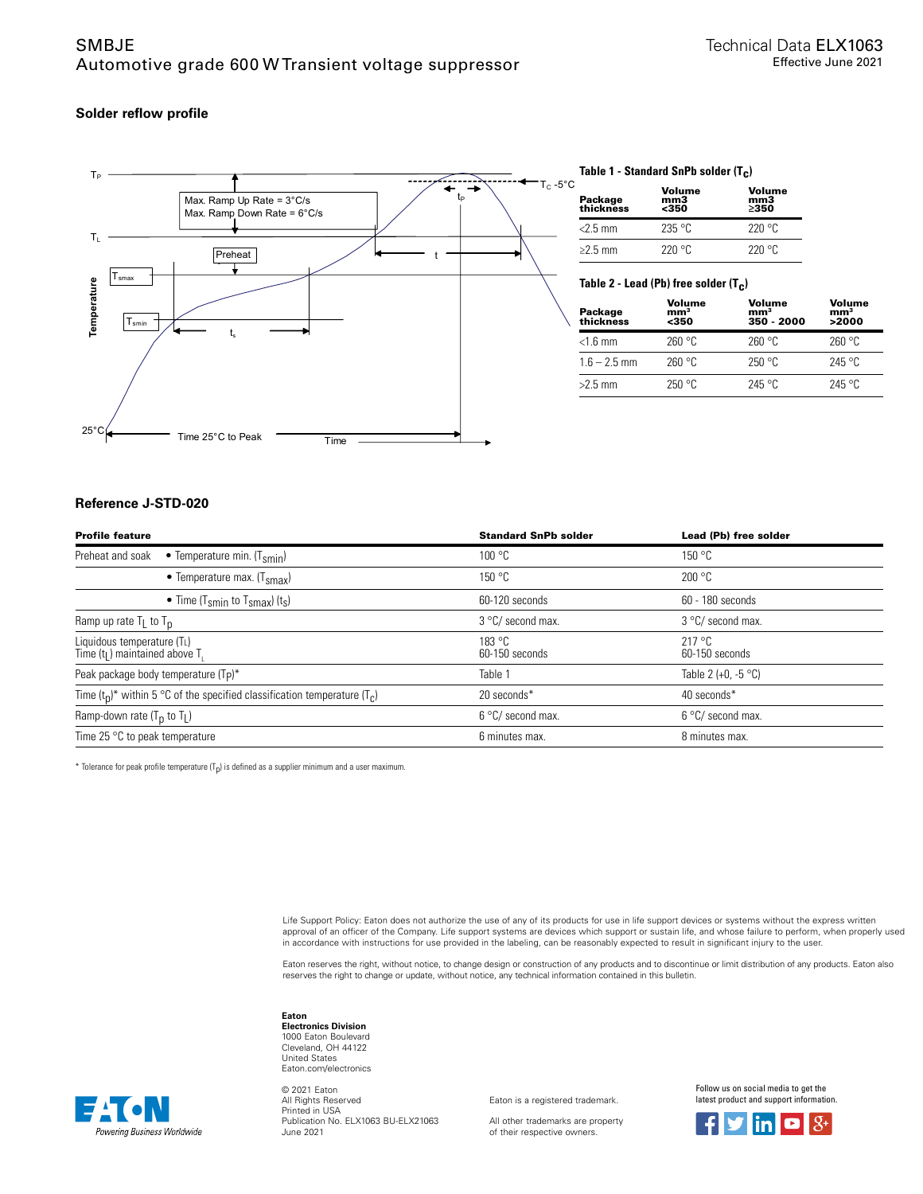## Solder reflow profile

**Table 1 - Standard SnPb solder ($T_c$)**

| Package thickness | Volume mm3 <350 | Volume mm3 ≥350 |
|---|---|---|
| <2.5 mm | 235 °C | 220 °C |
| ≥2.5 mm | 220 °C | 220 °C |

**Table 2 - Lead (Pb) free solder ($T_c$)**

| Package thickness | Volume $mm^3$ <350 | Volume $mm^3$ 350 - 2000 | Volume $mm^3$ >2000 |
|---|---|---|---|
| <1.6 mm | 260 °C | 260 °C | 260 °C |
| 1.6 – 2.5 mm | 260 °C | 250 °C | 245 °C |
| >2.5 mm | 250 °C | 245 °C | 245 °C |

### Reference J-STD-020

| Profile feature | | Standard SnPb solder | Lead (Pb) free solder |
|---|---|---|---|
| Preheat and soak | • Temperature min. ($T_{smin}$) | 100 °C | 150 °C |
| | • Temperature max. ($T_{smax}$) | 150 °C | 200 °C |
| | • Time ($T_{smin}$ to $T_{smax}$) ($t_s$) | 60-120 seconds | 60 - 180 seconds |
| Ramp up rate $T_L$ to $T_p$ | | 3 °C/ second max. | 3 °C/ second max. |
| Liquidous temperature ($T_L$)<br>Time ($t_L$) maintained above $T_L$ | | 183 °C<br>60-150 seconds | 217 °C<br>60-150 seconds |
| Peak package body temperature ($T_P$)* | | Table 1 | Table 2 (+0, -5 °C) |
| Time ($t_p$)* within 5 °C of the specified classification temperature ($T_c$) | | 20 seconds* | 40 seconds* |
| Ramp-down rate ($T_p$ to $T_L$) | | 6 °C/ second max. | 6 °C/ second max. |
| Time 25 °C to peak temperature | | 6 minutes max. | 8 minutes max. |

\* Tolerance for peak profile temperature ($T_p$) is defined as a supplier minimum and a user maximum.

Life Support Policy: Eaton does not authorize the use of any of its products for use in life support devices or systems without the express written approval of an officer of the Company. Life support systems are devices which support or sustain life, and whose failure to perform, when properly used in accordance with instructions for use provided in the labeling, can be reasonably expected to result in significant injury to the user.

Eaton reserves the right, without notice, to change design or construction of any products and to discontinue or limit distribution of any products. Eaton also reserves the right to change or update, without notice, any technical information contained in this bulletin.

**Eaton**
**Electronics Division**
1000 Eaton Boulevard
Cleveland, OH 44122
United States
Eaton.com/electronics

© 2021 Eaton
All Rights Reserved
Printed in USA
Publication No. ELX1063 BU-ELX21063
June 2021

Eaton is a registered trademark.

All other trademarks are property of their respective owners.

Follow us on social media to get the latest product and support information.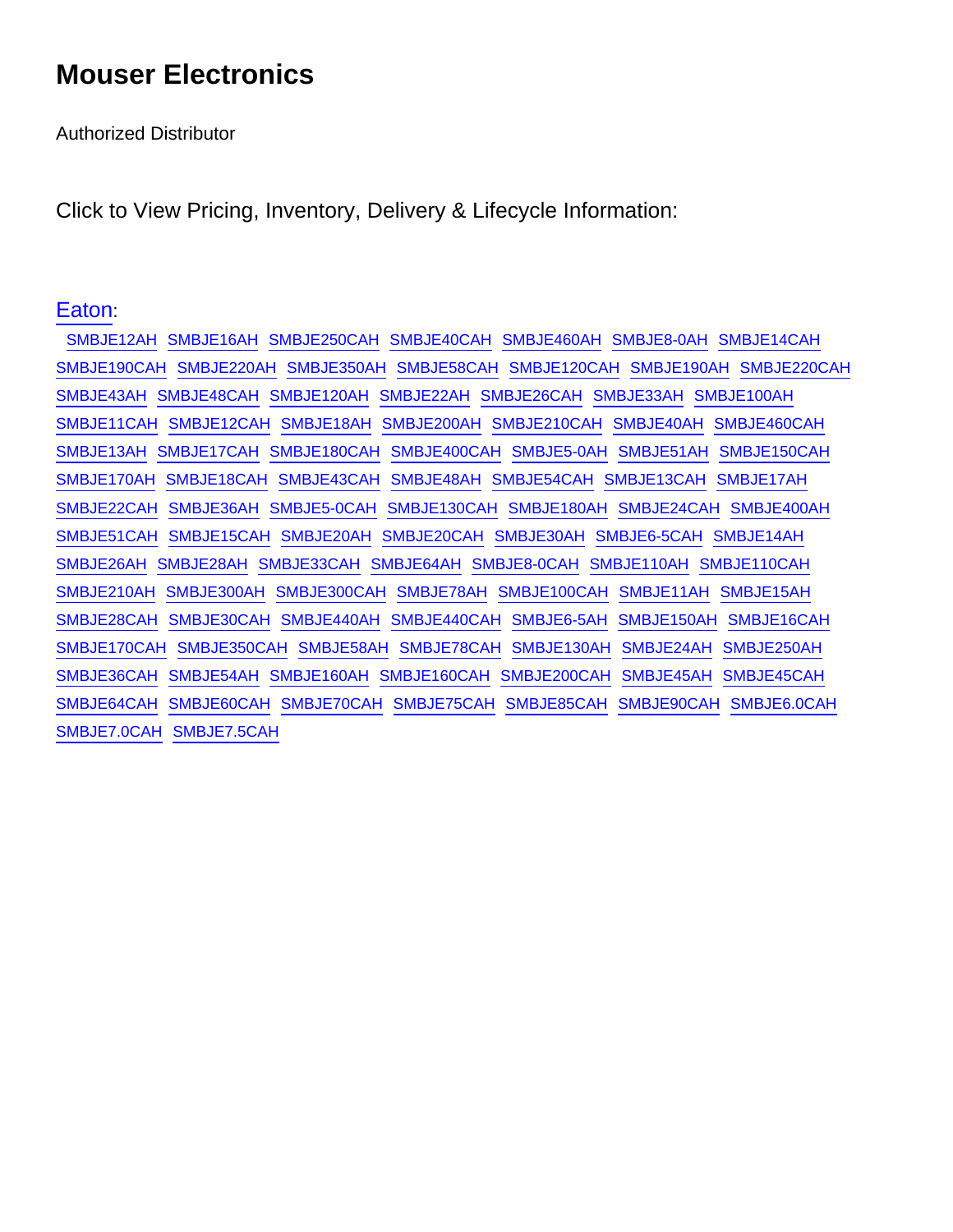# Mouser Electronics

Authorized Distributor

Click to View Pricing, Inventory, Delivery & Lifecycle Information:

Eaton:

SMBJE12AH SMBJE16AH SMBJE250CAH SMBJE40CAH SMBJE460AH SMBJE8-0AH SMBJE14CAH SMBJE190CAH SMBJE220AH SMBJE350AH SMBJE58CAH SMBJE120CAH SMBJE190AH SMBJE220CAH SMBJE43AH SMBJE48CAH SMBJE120AH SMBJE22AH SMBJE26CAH SMBJE33AH SMBJE100AH SMBJE11CAH SMBJE12CAH SMBJE18AH SMBJE200AH SMBJE210CAH SMBJE40AH SMBJE460CAH SMBJE13AH SMBJE17CAH SMBJE180CAH SMBJE400CAH SMBJE5-0AH SMBJE51AH SMBJE150CAH SMBJE170AH SMBJE18CAH SMBJE43CAH SMBJE48AH SMBJE54CAH SMBJE13CAH SMBJE17AH SMBJE22CAH SMBJE36AH SMBJE5-0CAH SMBJE130CAH SMBJE180AH SMBJE24CAH SMBJE400AH SMBJE51CAH SMBJE15CAH SMBJE20AH SMBJE20CAH SMBJE30AH SMBJE6-5CAH SMBJE14AH SMBJE26AH SMBJE28AH SMBJE33CAH SMBJE64AH SMBJE8-0CAH SMBJE110AH SMBJE110CAH SMBJE210AH SMBJE300AH SMBJE300CAH SMBJE78AH SMBJE100CAH SMBJE11AH SMBJE15AH SMBJE28CAH SMBJE30CAH SMBJE440AH SMBJE440CAH SMBJE6-5AH SMBJE150AH SMBJE16CAH SMBJE170CAH SMBJE350CAH SMBJE58AH SMBJE78CAH SMBJE130AH SMBJE24AH SMBJE250AH SMBJE36CAH SMBJE54AH SMBJE160AH SMBJE160CAH SMBJE200CAH SMBJE45AH SMBJE45CAH SMBJE64CAH SMBJE60CAH SMBJE70CAH SMBJE75CAH SMBJE85CAH SMBJE90CAH SMBJE6.0CAH SMBJE7.0CAH SMBJE7.5CAH